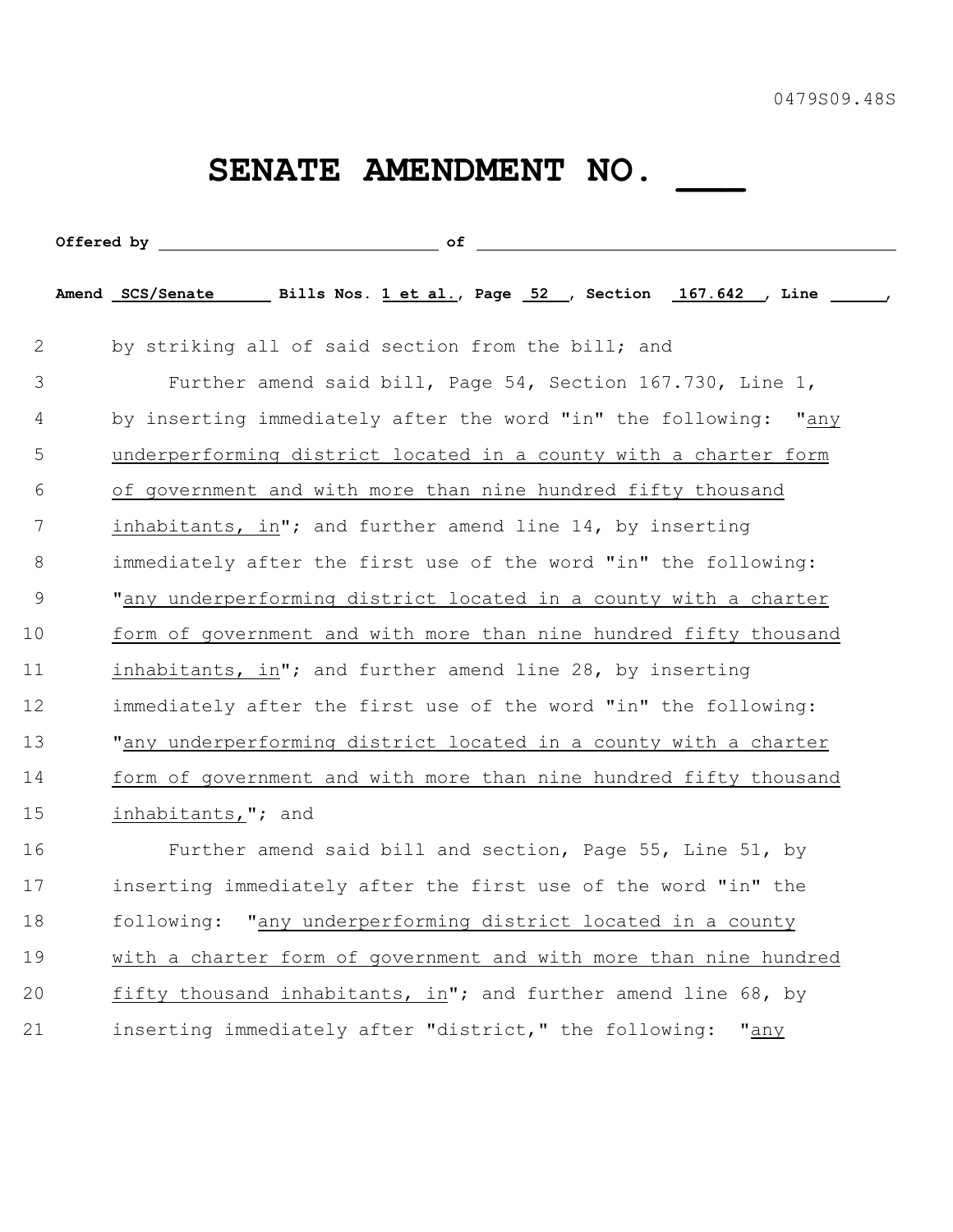0479S09.48S

# SENATE AMENDMENT NO. ___

**Offered by** ____________________________ **of** ________________________________________

**Amend** SCS/Senate **Bills Nos.** 1 et al.**, Page** 52**, Section** 167.642**, Line** ______,

2 by striking all of said section from the bill; and

3 Further amend said bill, Page 54, Section 167.730, Line 1,
4 by inserting immediately after the word "in" the following: "any
5 underperforming district located in a county with a charter form
6 of government and with more than nine hundred fifty thousand
7 inhabitants, in"; and further amend line 14, by inserting
8 immediately after the first use of the word "in" the following:
9 "any underperforming district located in a county with a charter
10 form of government and with more than nine hundred fifty thousand
11 inhabitants, in"; and further amend line 28, by inserting
12 immediately after the first use of the word "in" the following:
13 "any underperforming district located in a county with a charter
14 form of government and with more than nine hundred fifty thousand
15 inhabitants,"; and

16 Further amend said bill and section, Page 55, Line 51, by
17 inserting immediately after the first use of the word "in" the
18 following: "any underperforming district located in a county
19 with a charter form of government and with more than nine hundred
20 fifty thousand inhabitants, in"; and further amend line 68, by
21 inserting immediately after "district," the following: "any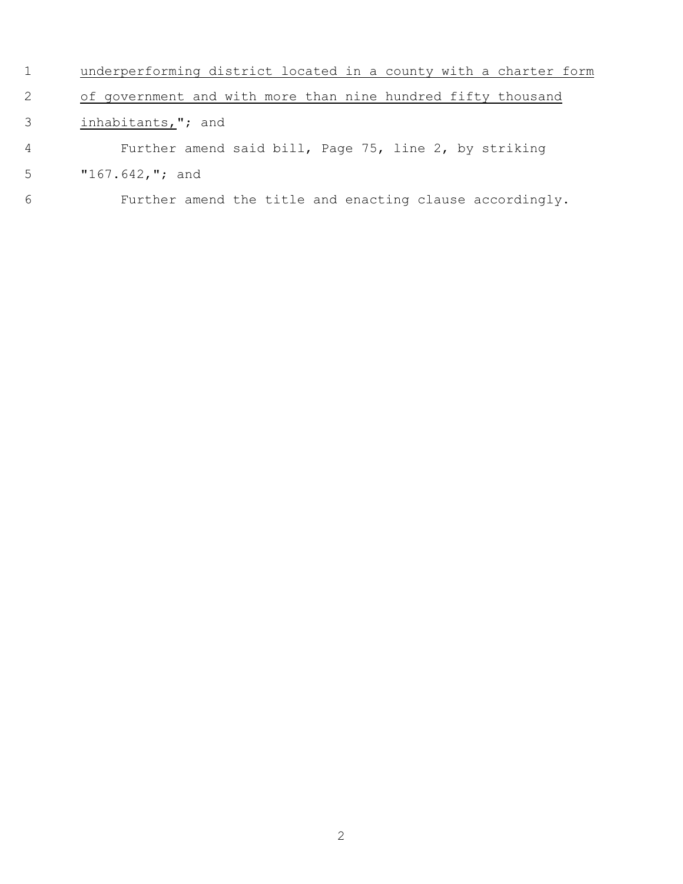underperforming district located in a county with a charter form of government and with more than nine hundred fifty thousand inhabitants,"; and

Further amend said bill, Page 75, line 2, by striking "167.642,"; and

Further amend the title and enacting clause accordingly.